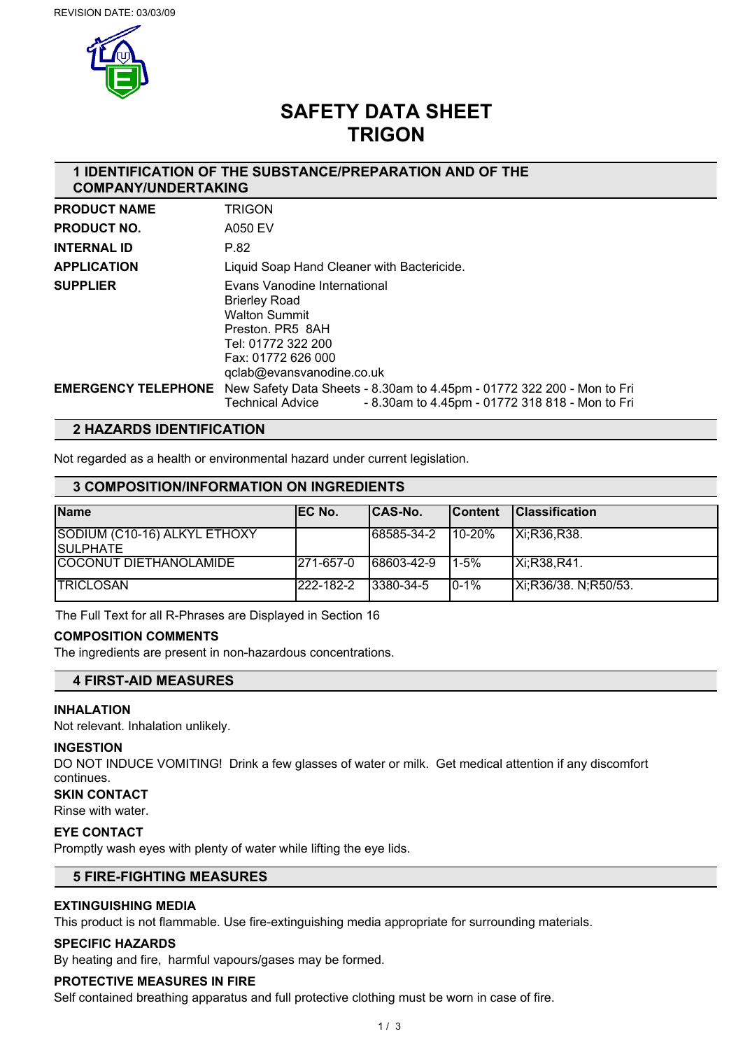REVISION DATE: 03/03/09

# SAFETY DATA SHEET
# TRIGON

## 1 IDENTIFICATION OF THE SUBSTANCE/PREPARATION AND OF THE COMPANY/UNDERTAKING

| | |
|---|---|
| **PRODUCT NAME** | TRIGON |
| **PRODUCT NO.** | A050 EV |
| **INTERNAL ID** | P.82 |
| **APPLICATION** | Liquid Soap Hand Cleaner with Bactericide. |
| **SUPPLIER** | Evans Vanodine International<br>Brierley Road<br>Walton Summit<br>Preston. PR5 8AH<br>Tel: 01772 322 200<br>Fax: 01772 626 000<br>qclab@evansvanodine.co.uk |
| **EMERGENCY TELEPHONE** | New Safety Data Sheets - 8.30am to 4.45pm - 01772 322 200 - Mon to Fri<br>Technical Advice - 8.30am to 4.45pm - 01772 318 818 - Mon to Fri |

## 2 HAZARDS IDENTIFICATION

Not regarded as a health or environmental hazard under current legislation.

## 3 COMPOSITION/INFORMATION ON INGREDIENTS

| Name | EC No. | CAS-No. | Content | Classification |
|---|---|---|---|---|
| SODIUM (C10-16) ALKYL ETHOXY SULPHATE | | 68585-34-2 | 10-20% | Xi;R36,R38. |
| COCONUT DIETHANOLAMIDE | 271-657-0 | 68603-42-9 | 1-5% | Xi;R38,R41. |
| TRICLOSAN | 222-182-2 | 3380-34-5 | 0-1% | Xi;R36/38. N;R50/53. |

The Full Text for all R-Phrases are Displayed in Section 16

**COMPOSITION COMMENTS**

The ingredients are present in non-hazardous concentrations.

## 4 FIRST-AID MEASURES

**INHALATION**

Not relevant. Inhalation unlikely.

**INGESTION**

DO NOT INDUCE VOMITING! Drink a few glasses of water or milk. Get medical attention if any discomfort continues.

**SKIN CONTACT**

Rinse with water.

**EYE CONTACT**

Promptly wash eyes with plenty of water while lifting the eye lids.

## 5 FIRE-FIGHTING MEASURES

**EXTINGUISHING MEDIA**

This product is not flammable. Use fire-extinguishing media appropriate for surrounding materials.

**SPECIFIC HAZARDS**

By heating and fire, harmful vapours/gases may be formed.

**PROTECTIVE MEASURES IN FIRE**

Self contained breathing apparatus and full protective clothing must be worn in case of fire.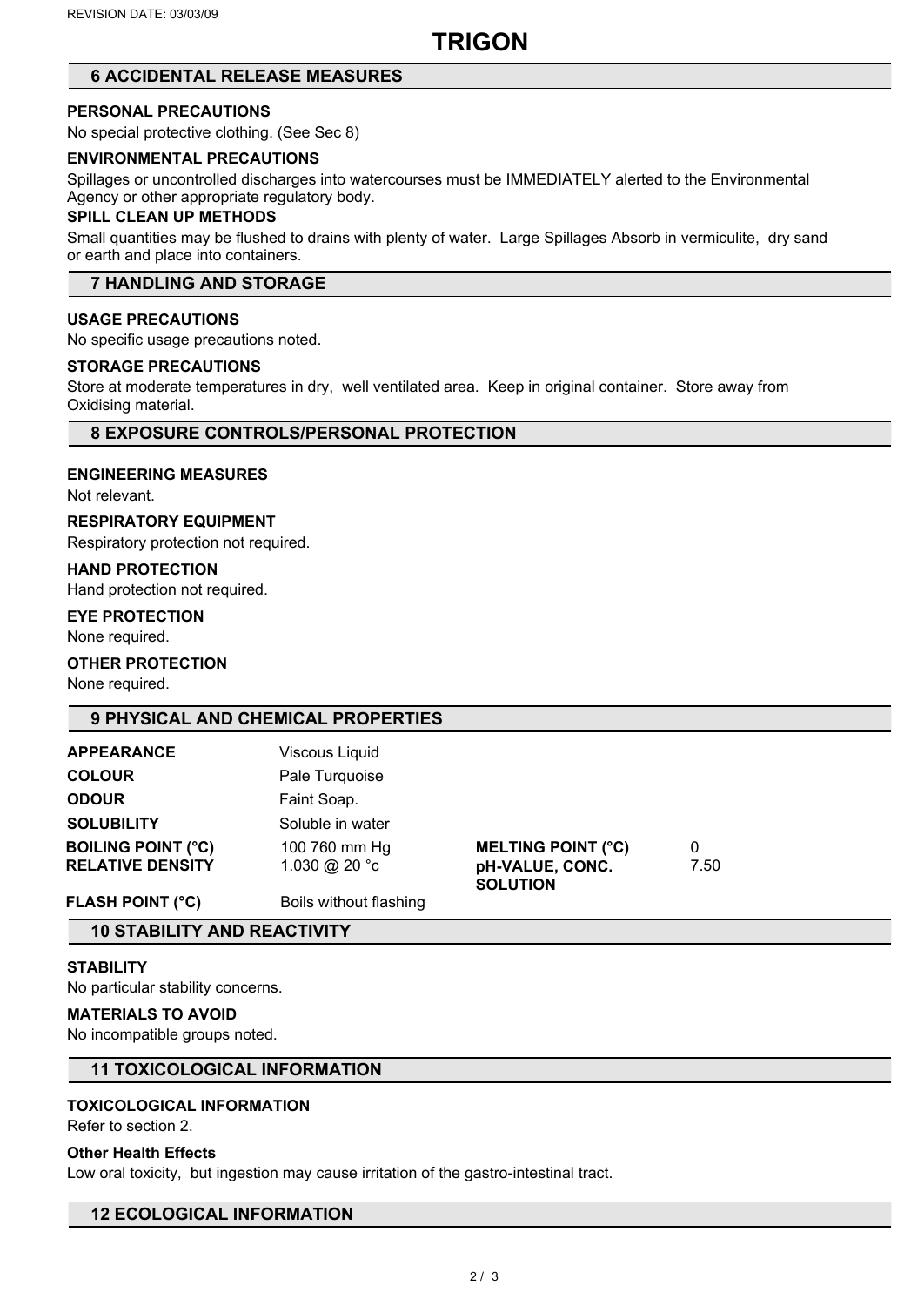REVISION DATE: 03/03/09

# TRIGON

## 6 ACCIDENTAL RELEASE MEASURES

**PERSONAL PRECAUTIONS**

No special protective clothing. (See Sec 8)

**ENVIRONMENTAL PRECAUTIONS**

Spillages or uncontrolled discharges into watercourses must be IMMEDIATELY alerted to the Environmental Agency or other appropriate regulatory body.

**SPILL CLEAN UP METHODS**

Small quantities may be flushed to drains with plenty of water. Large Spillages Absorb in vermiculite, dry sand or earth and place into containers.

## 7 HANDLING AND STORAGE

**USAGE PRECAUTIONS**

No specific usage precautions noted.

**STORAGE PRECAUTIONS**

Store at moderate temperatures in dry, well ventilated area. Keep in original container. Store away from Oxidising material.

## 8 EXPOSURE CONTROLS/PERSONAL PROTECTION

**ENGINEERING MEASURES**

Not relevant.

**RESPIRATORY EQUIPMENT**

Respiratory protection not required.

**HAND PROTECTION**

Hand protection not required.

**EYE PROTECTION**

None required.

**OTHER PROTECTION**

None required.

## 9 PHYSICAL AND CHEMICAL PROPERTIES

| | | | |
|---|---|---|---|
| **APPEARANCE** | Viscous Liquid | | |
| **COLOUR** | Pale Turquoise | | |
| **ODOUR** | Faint Soap. | | |
| **SOLUBILITY** | Soluble in water | | |
| **BOILING POINT (°C)** | 100 760 mm Hg | **MELTING POINT (°C)** | 0 |
| **RELATIVE DENSITY** | 1.030 @ 20 °c | **pH-VALUE, CONC. SOLUTION** | 7.50 |
| **FLASH POINT (°C)** | Boils without flashing | | |

## 10 STABILITY AND REACTIVITY

**STABILITY**

No particular stability concerns.

**MATERIALS TO AVOID**

No incompatible groups noted.

## 11 TOXICOLOGICAL INFORMATION

**TOXICOLOGICAL INFORMATION**

Refer to section 2.

**Other Health Effects**

Low oral toxicity, but ingestion may cause irritation of the gastro-intestinal tract.

## 12 ECOLOGICAL INFORMATION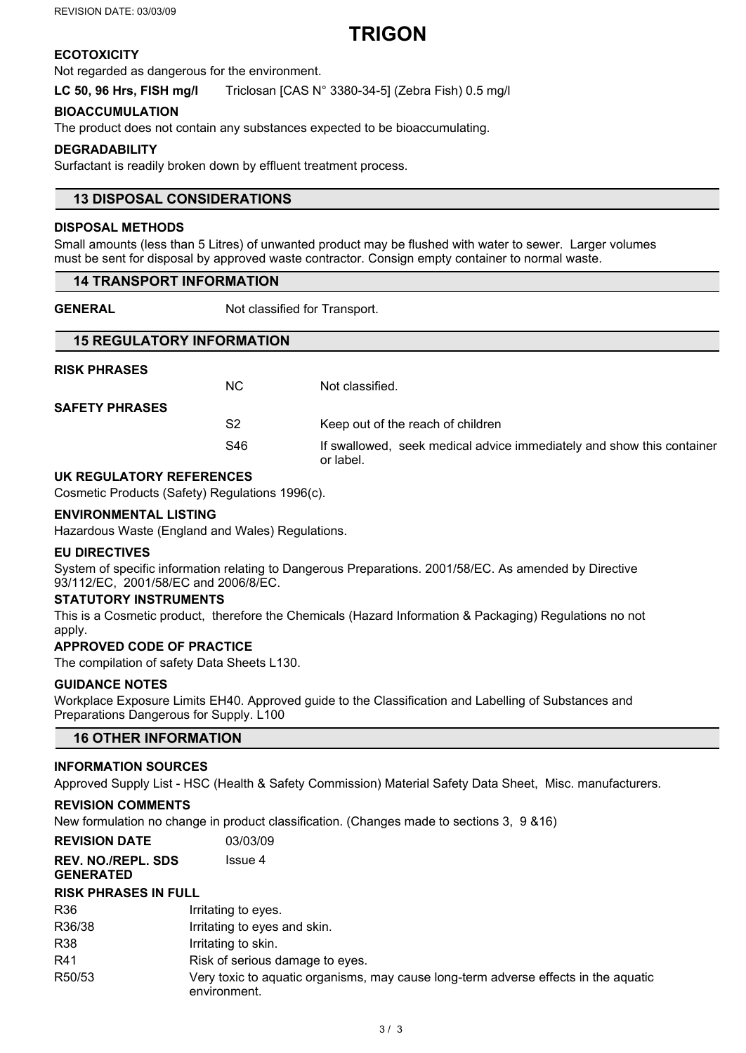# TRIGON

### ECOTOXICITY

Not regarded as dangerous for the environment.

**LC 50, 96 Hrs, FISH mg/l** Triclosan [CAS N° 3380-34-5] (Zebra Fish) 0.5 mg/l

### BIOACCUMULATION

The product does not contain any substances expected to be bioaccumulating.

### DEGRADABILITY

Surfactant is readily broken down by effluent treatment process.

## 13 DISPOSAL CONSIDERATIONS

### DISPOSAL METHODS

Small amounts (less than 5 Litres) of unwanted product may be flushed with water to sewer. Larger volumes must be sent for disposal by approved waste contractor. Consign empty container to normal waste.

## 14 TRANSPORT INFORMATION

**GENERAL** Not classified for Transport.

## 15 REGULATORY INFORMATION

| | | |
|---|---|---|
| **RISK PHRASES** | | |
| | NC | Not classified. |
| **SAFETY PHRASES** | | |
| | S2 | Keep out of the reach of children |
| | S46 | If swallowed, seek medical advice immediately and show this container or label. |

### UK REGULATORY REFERENCES

Cosmetic Products (Safety) Regulations 1996(c).

### ENVIRONMENTAL LISTING

Hazardous Waste (England and Wales) Regulations.

### EU DIRECTIVES

System of specific information relating to Dangerous Preparations. 2001/58/EC. As amended by Directive 93/112/EC, 2001/58/EC and 2006/8/EC.

### STATUTORY INSTRUMENTS

This is a Cosmetic product, therefore the Chemicals (Hazard Information & Packaging) Regulations no not apply.

### APPROVED CODE OF PRACTICE

The compilation of safety Data Sheets L130.

### GUIDANCE NOTES

Workplace Exposure Limits EH40. Approved guide to the Classification and Labelling of Substances and Preparations Dangerous for Supply. L100

## 16 OTHER INFORMATION

### INFORMATION SOURCES

Approved Supply List - HSC (Health & Safety Commission) Material Safety Data Sheet, Misc. manufacturers.

### REVISION COMMENTS

New formulation no change in product classification. (Changes made to sections 3, 9 &16)

**REVISION DATE** 03/03/09

**REV. NO./REPL. SDS GENERATED** Issue 4

### RISK PHRASES IN FULL

| | |
|---|---|
| R36 | Irritating to eyes. |
| R36/38 | Irritating to eyes and skin. |
| R38 | Irritating to skin. |
| R41 | Risk of serious damage to eyes. |
| R50/53 | Very toxic to aquatic organisms, may cause long-term adverse effects in the aquatic environment. |